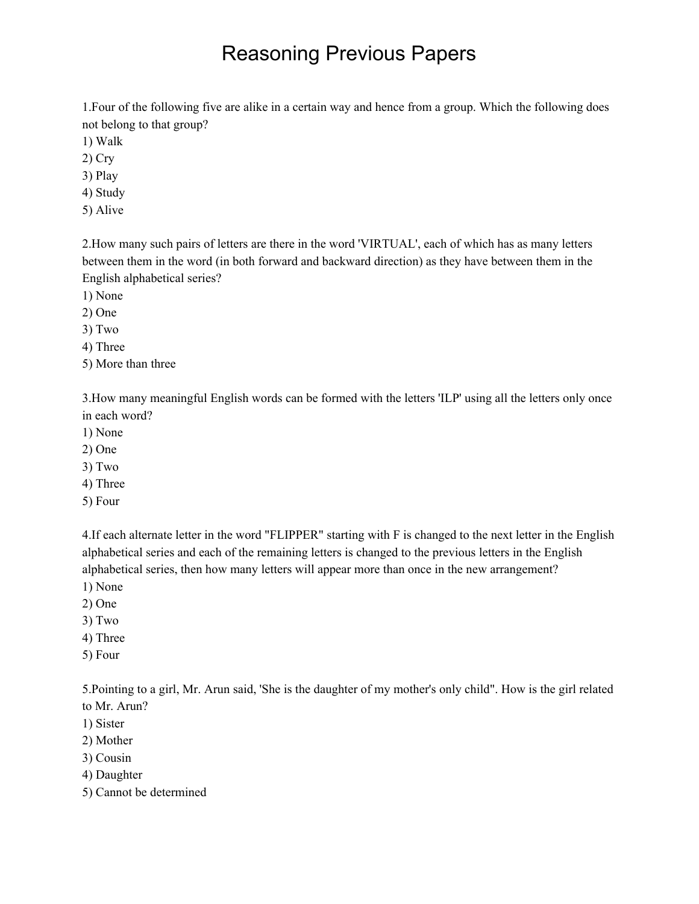# Reasoning Previous Papers

1.Four of the following five are alike in a certain way and hence from a group. Which the following does not belong to that group?

1) Walk
2) Cry
3) Play
4) Study
5) Alive

2.How many such pairs of letters are there in the word 'VIRTUAL', each of which has as many letters between them in the word (in both forward and backward direction) as they have between them in the English alphabetical series?

1) None
2) One
3) Two
4) Three
5) More than three

3.How many meaningful English words can be formed with the letters 'ILP' using all the letters only once in each word?

1) None
2) One
3) Two
4) Three
5) Four

4.If each alternate letter in the word "FLIPPER" starting with F is changed to the next letter in the English alphabetical series and each of the remaining letters is changed to the previous letters in the English alphabetical series, then how many letters will appear more than once in the new arrangement?

1) None
2) One
3) Two
4) Three
5) Four

5.Pointing to a girl, Mr. Arun said, 'She is the daughter of my mother's only child". How is the girl related to Mr. Arun?

1) Sister
2) Mother
3) Cousin
4) Daughter
5) Cannot be determined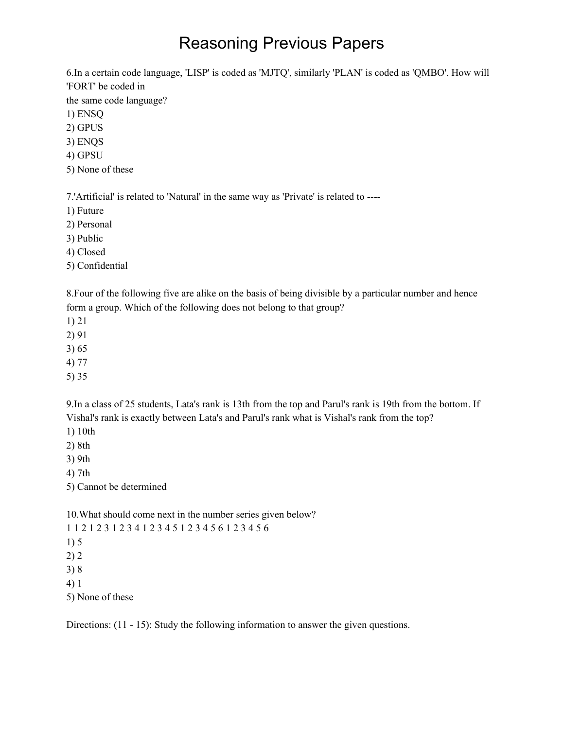# Reasoning Previous Papers

6.In a certain code language, 'LISP' is coded as 'MJTQ', similarly 'PLAN' is coded as 'QMBO'. How will 'FORT' be coded in
the same code language?
1) ENSQ
2) GPUS
3) ENQS
4) GPSU
5) None of these

7.'Artificial' is related to 'Natural' in the same way as 'Private' is related to ----
1) Future
2) Personal
3) Public
4) Closed
5) Confidential

8.Four of the following five are alike on the basis of being divisible by a particular number and hence form a group. Which of the following does not belong to that group?
1) 21
2) 91
3) 65
4) 77
5) 35

9.In a class of 25 students, Lata's rank is 13th from the top and Parul's rank is 19th from the bottom. If Vishal's rank is exactly between Lata's and Parul's rank what is Vishal's rank from the top?
1) 10th
2) 8th
3) 9th
4) 7th
5) Cannot be determined

10.What should come next in the number series given below?
1 1 2 1 2 3 1 2 3 4 1 2 3 4 5 1 2 3 4 5 6 1 2 3 4 5 6
1) 5
2) 2
3) 8
4) 1
5) None of these

Directions: (11 - 15): Study the following information to answer the given questions.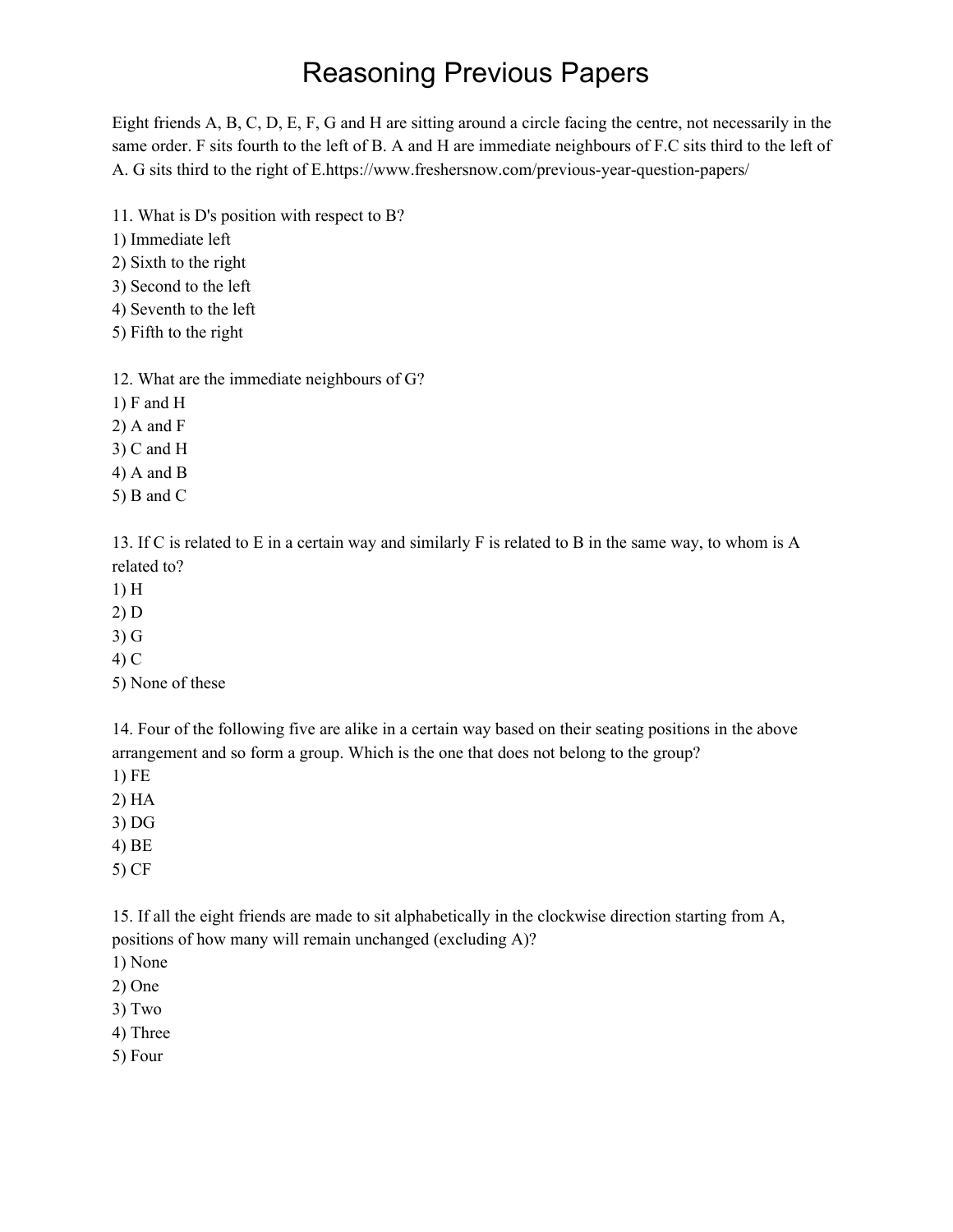# Reasoning Previous Papers

Eight friends A, B, C, D, E, F, G and H are sitting around a circle facing the centre, not necessarily in the same order. F sits fourth to the left of B. A and H are immediate neighbours of F.C sits third to the left of A. G sits third to the right of E.https://www.freshersnow.com/previous-year-question-papers/

11. What is D's position with respect to B?
1) Immediate left
2) Sixth to the right
3) Second to the left
4) Seventh to the left
5) Fifth to the right

12. What are the immediate neighbours of G?
1) F and H
2) A and F
3) C and H
4) A and B
5) B and C

13. If C is related to E in a certain way and similarly F is related to B in the same way, to whom is A related to?
1) H
2) D
3) G
4) C
5) None of these

14. Four of the following five are alike in a certain way based on their seating positions in the above arrangement and so form a group. Which is the one that does not belong to the group?
1) FE
2) HA
3) DG
4) BE
5) CF

15. If all the eight friends are made to sit alphabetically in the clockwise direction starting from A, positions of how many will remain unchanged (excluding A)?
1) None
2) One
3) Two
4) Three
5) Four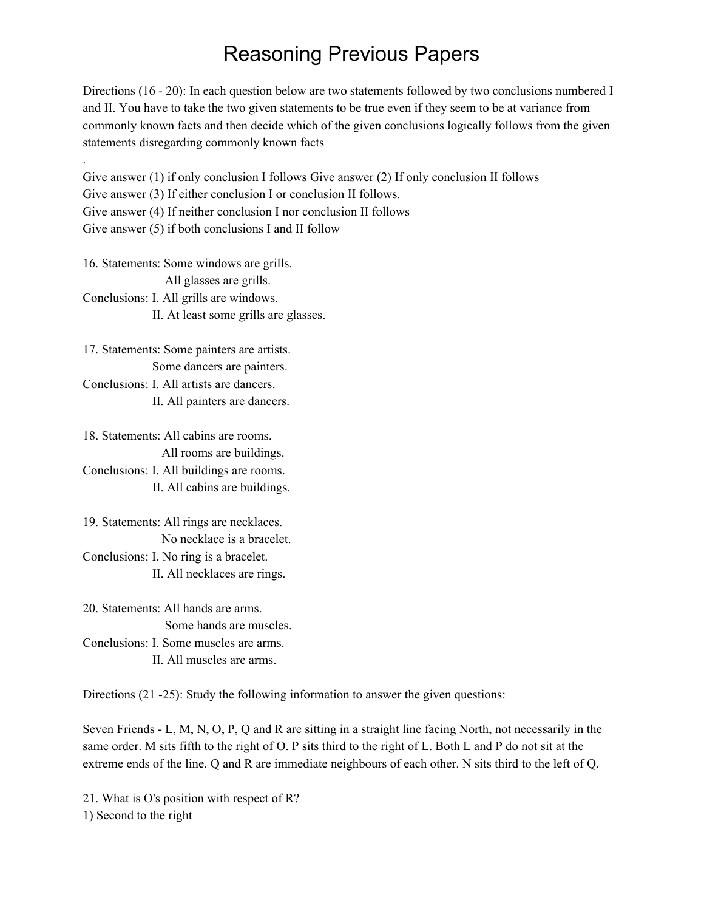# Reasoning Previous Papers

Directions (16 - 20): In each question below are two statements followed by two conclusions numbered I and II. You have to take the two given statements to be true even if they seem to be at variance from commonly known facts and then decide which of the given conclusions logically follows from the given statements disregarding commonly known facts

.

Give answer (1) if only conclusion I follows Give answer (2) If only conclusion II follows
Give answer (3) If either conclusion I or conclusion II follows.
Give answer (4) If neither conclusion I nor conclusion II follows
Give answer (5) if both conclusions I and II follow

16. Statements: Some windows are grills.
All glasses are grills.
Conclusions: I. All grills are windows.
II. At least some grills are glasses.

17. Statements: Some painters are artists.
Some dancers are painters.
Conclusions: I. All artists are dancers.
II. All painters are dancers.

18. Statements: All cabins are rooms.
All rooms are buildings.
Conclusions: I. All buildings are rooms.
II. All cabins are buildings.

19. Statements: All rings are necklaces.
No necklace is a bracelet.
Conclusions: I. No ring is a bracelet.
II. All necklaces are rings.

20. Statements: All hands are arms.
Some hands are muscles.
Conclusions: I. Some muscles are arms.
II. All muscles are arms.

Directions (21 -25): Study the following information to answer the given questions:

Seven Friends - L, M, N, O, P, Q and R are sitting in a straight line facing North, not necessarily in the same order. M sits fifth to the right of O. P sits third to the right of L. Both L and P do not sit at the extreme ends of the line. Q and R are immediate neighbours of each other. N sits third to the left of Q.

21. What is O's position with respect of R?
1) Second to the right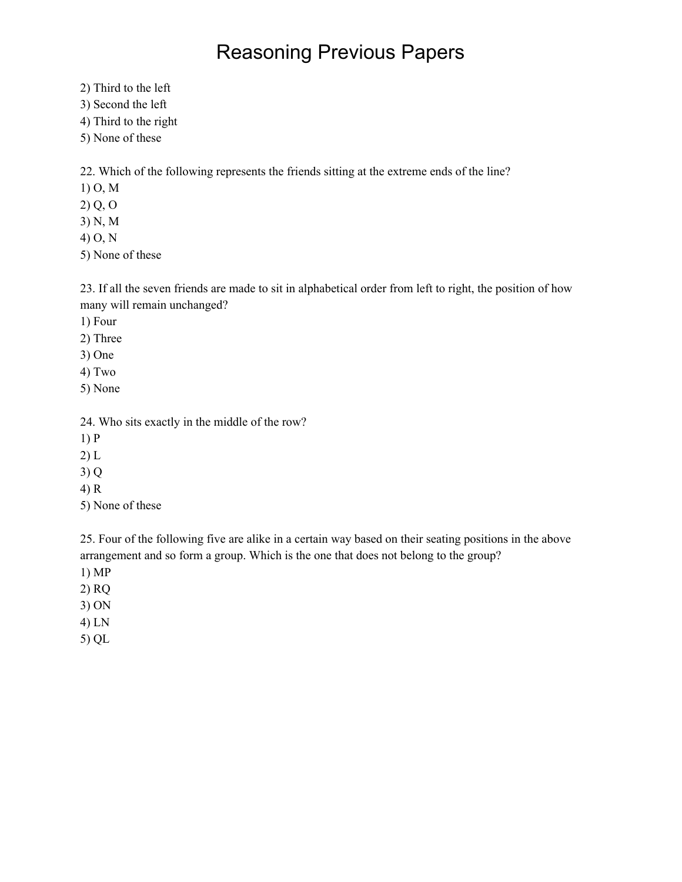2) Third to the left
3) Second the left
4) Third to the right
5) None of these

22. Which of the following represents the friends sitting at the extreme ends of the line?
1) O, M
2) Q, O
3) N, M
4) O, N
5) None of these

23. If all the seven friends are made to sit in alphabetical order from left to right, the position of how many will remain unchanged?
1) Four
2) Three
3) One
4) Two
5) None

24. Who sits exactly in the middle of the row?
1) P
2) L
3) Q
4) R
5) None of these

25. Four of the following five are alike in a certain way based on their seating positions in the above arrangement and so form a group. Which is the one that does not belong to the group?
1) MP
2) RQ
3) ON
4) LN
5) QL